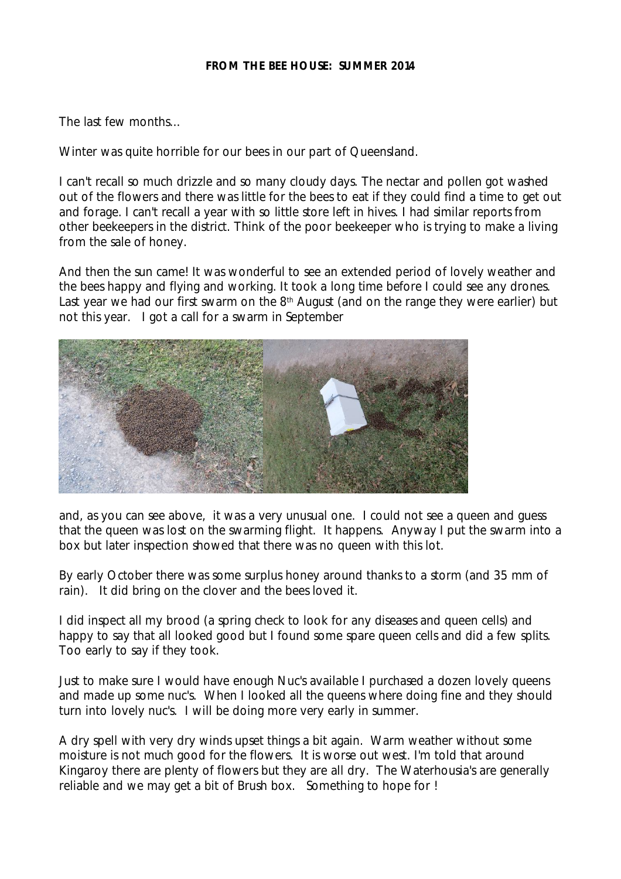**FROM THE BEE HOUSE: SUMMER 2014**

The last few months...

Winter was quite horrible for our bees in our part of Queensland.

I can't recall so much drizzle and so many cloudy days. The nectar and pollen got washed out of the flowers and there was little for the bees to eat if they could find a time to get out and forage. I can't recall a year with so little store left in hives. I had similar reports from other beekeepers in the district. Think of the poor beekeeper who is trying to make a living from the sale of honey.

And then the sun came! It was wonderful to see an extended period of lovely weather and the bees happy and flying and working. It took a long time before I could see any drones. Last year we had our first swarm on the 8th August (and on the range they were earlier) but not this year. I got a call for a swarm in September

and, as you can see above, it was a very unusual one. I could not see a queen and guess that the queen was lost on the swarming flight. It happens. Anyway I put the swarm into a box but later inspection showed that there was no queen with this lot.

By early October there was some surplus honey around thanks to a storm (and 35 mm of rain). It did bring on the clover and the bees loved it.

I did inspect all my brood (a spring check to look for any diseases and queen cells) and happy to say that all looked good but I found some spare queen cells and did a few splits. Too early to say if they took.

Just to make sure I would have enough Nuc's available I purchased a dozen lovely queens and made up some nuc's. When I looked all the queens where doing fine and they should turn into lovely nuc's. I will be doing more very early in summer.

A dry spell with very dry winds upset things a bit again. Warm weather without some moisture is not much good for the flowers. It is worse out west. I'm told that around Kingaroy there are plenty of flowers but they are all dry. The Waterhousia's are generally reliable and we may get a bit of Brush box. Something to hope for !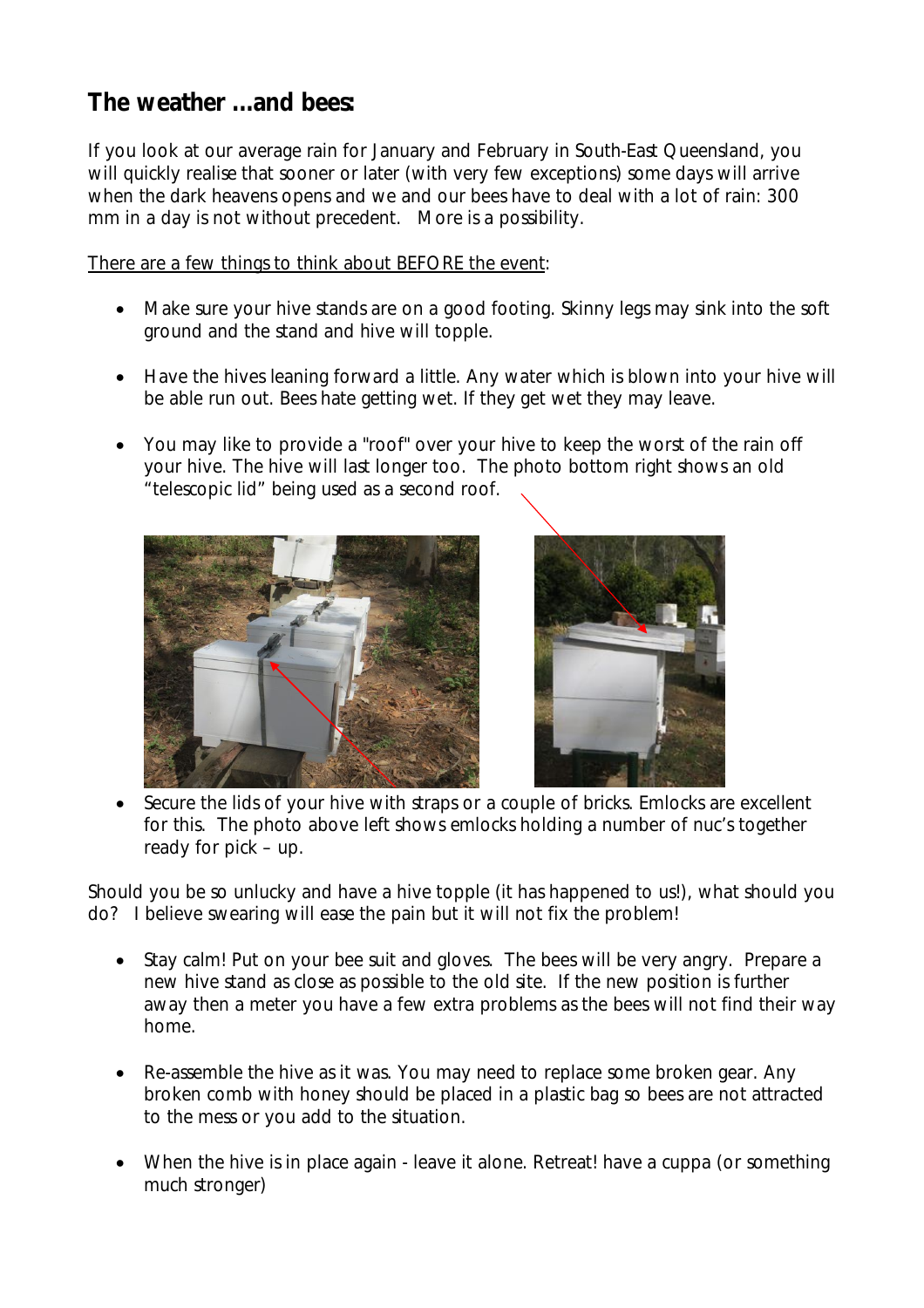## The weather ...and bees:

If you look at our average rain for January and February in South-East Queensland, you will quickly realise that sooner or later (with very few exceptions) some days will arrive when the dark heavens opens and we and our bees have to deal with a lot of rain: 300 mm in a day is not without precedent. More is a possibility.

There are a few things to think about BEFORE the event:

- Make sure your hive stands are on a good footing. Skinny legs may sink into the soft ground and the stand and hive will topple.
- Have the hives leaning forward a little. Any water which is blown into your hive will be able run out. Bees hate getting wet. If they get wet they may leave.
- You may like to provide a "roof" over your hive to keep the worst of the rain off your hive. The hive will last longer too. The photo bottom right shows an old "telescopic lid" being used as a second roof.
- Secure the lids of your hive with straps or a couple of bricks. Emlocks are excellent for this. The photo above left shows emlocks holding a number of nuc's together ready for pick – up.

Should you be so unlucky and have a hive topple (it has happened to us!), what should you do? I believe swearing will ease the pain but it will not fix the problem!

- Stay calm! Put on your bee suit and gloves. The bees will be very angry. Prepare a new hive stand as close as possible to the old site. If the new position is further away then a meter you have a few extra problems as the bees will not find their way home.
- Re-assemble the hive as it was. You may need to replace some broken gear. Any broken comb with honey should be placed in a plastic bag so bees are not attracted to the mess or you add to the situation.
- When the hive is in place again - leave it alone. Retreat! have a cuppa (or something much stronger)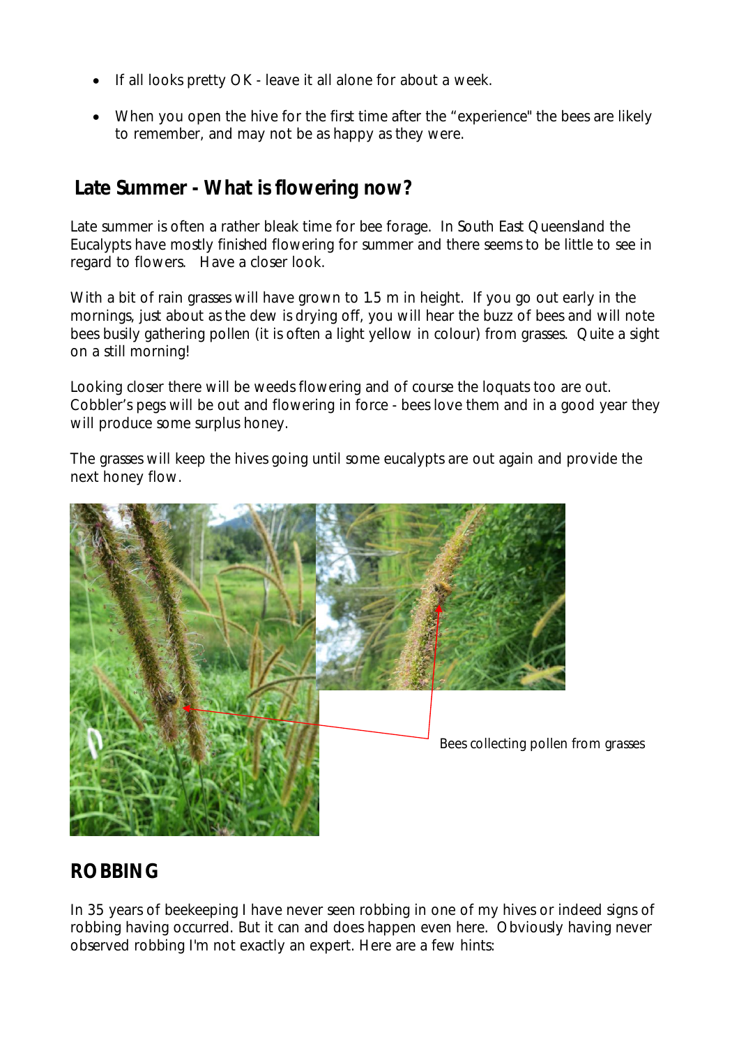- If all looks pretty OK - leave it all alone for about a week.

- When you open the hive for the first time after the "experience" the bees are likely to remember, and may not be as happy as they were.

## Late Summer - What is flowering now?

Late summer is often a rather bleak time for bee forage. In South East Queensland the Eucalypts have mostly finished flowering for summer and there seems to be little to see in regard to flowers. Have a closer look.

With a bit of rain grasses will have grown to 1.5 m in height. If you go out early in the mornings, just about as the dew is drying off, you will hear the buzz of bees and will note bees busily gathering pollen (it is often a light yellow in colour) from grasses. Quite a sight on a still morning!

Looking closer there will be weeds flowering and of course the loquats too are out. Cobbler's pegs will be out and flowering in force - bees love them and in a good year they will produce some surplus honey.

The grasses will keep the hives going until some eucalypts are out again and provide the next honey flow.

Bees collecting pollen from grasses

## ROBBING

In 35 years of beekeeping I have never seen robbing in one of my hives or indeed signs of robbing having occurred. But it can and does happen even here. Obviously having never observed robbing I'm not exactly an expert. Here are a few hints: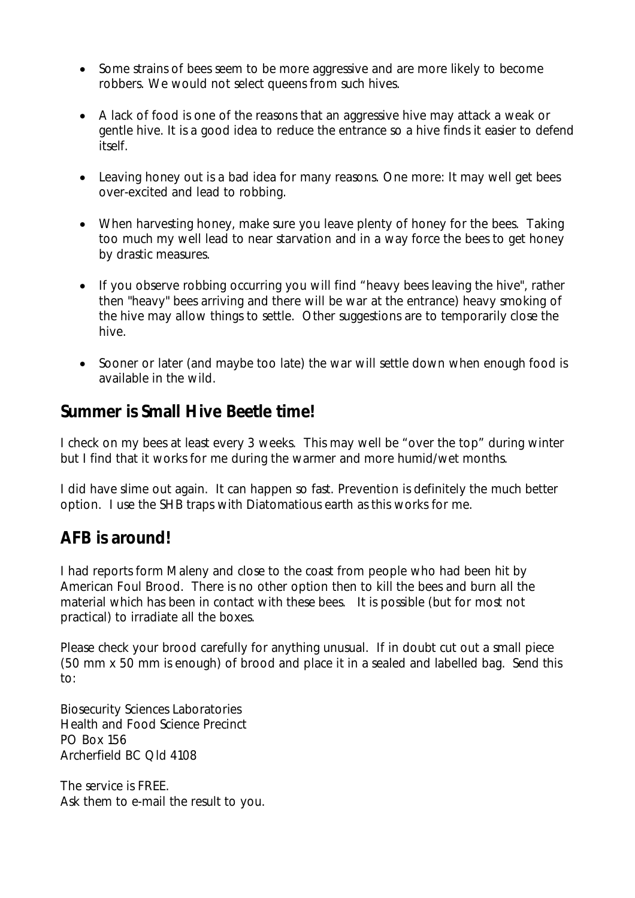- Some strains of bees seem to be more aggressive and are more likely to become robbers. We would not select queens from such hives.

- A lack of food is one of the reasons that an aggressive hive may attack a weak or gentle hive. It is a good idea to reduce the entrance so a hive finds it easier to defend itself.

- Leaving honey out is a bad idea for many reasons. One more: It may well get bees over-excited and lead to robbing.

- When harvesting honey, make sure you leave plenty of honey for the bees. Taking too much my well lead to near starvation and in a way force the bees to get honey by drastic measures.

- If you observe robbing occurring you will find "heavy bees leaving the hive", rather then "heavy" bees arriving and there will be war at the entrance) heavy smoking of the hive may allow things to settle. Other suggestions are to temporarily close the hive.

- Sooner or later (and maybe too late) the war will settle down when enough food is available in the wild.

## Summer is Small Hive Beetle time!

I check on my bees at least every 3 weeks. This may well be "over the top" during winter but I find that it works for me during the warmer and more humid/wet months.

I did have slime out again. It can happen so fast. Prevention is definitely the much better option. I use the SHB traps with Diatomatious earth as this works for me.

## AFB is around!

I had reports form Maleny and close to the coast from people who had been hit by American Foul Brood. There is no other option then to kill the bees and burn all the material which has been in contact with these bees. It is possible (but for most not practical) to irradiate all the boxes.

Please check your brood carefully for anything unusual. If in doubt cut out a small piece (50 mm x 50 mm is enough) of brood and place it in a sealed and labelled bag. Send this to:

Biosecurity Sciences Laboratories
Health and Food Science Precinct
PO Box 156
Archerfield BC Qld 4108

The service is FREE.
Ask them to e-mail the result to you.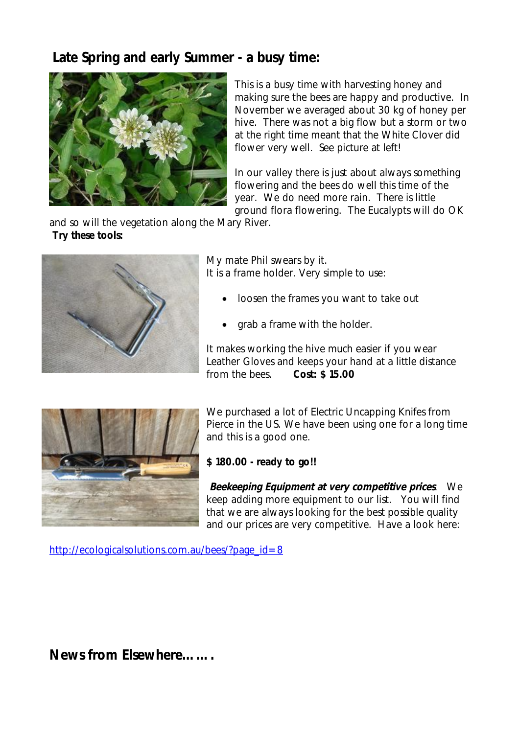## Late Spring and early Summer - a busy time:

This is a busy time with harvesting honey and making sure the bees are happy and productive. In November we averaged about 30 kg of honey per hive. There was not a big flow but a storm or two at the right time meant that the White Clover did flower very well. See picture at left!

In our valley there is just about always something flowering and the bees do well this time of the year. We do need more rain. There is little ground flora flowering. The Eucalypts will do OK and so will the vegetation along the Mary River.

**Try these tools:**

My mate Phil swears by it.
It is a frame holder. Very simple to use:

- loosen the frames you want to take out
- grab a frame with the holder.

It makes working the hive much easier if you wear Leather Gloves and keeps your hand at a little distance from the bees. **Cost: $ 15.00**

We purchased a lot of Electric Uncapping Knifes from Pierce in the US. We have been using one for a long time and this is a good one.

**$ 180.00 - ready to go!!**

***Beekeeping Equipment at very competitive prices***. We keep adding more equipment to our list. You will find that we are always looking for the best possible quality and our prices are very competitive. Have a look here:

http://ecologicalsolutions.com.au/bees/?page_id=8

## News from Elsewhere…….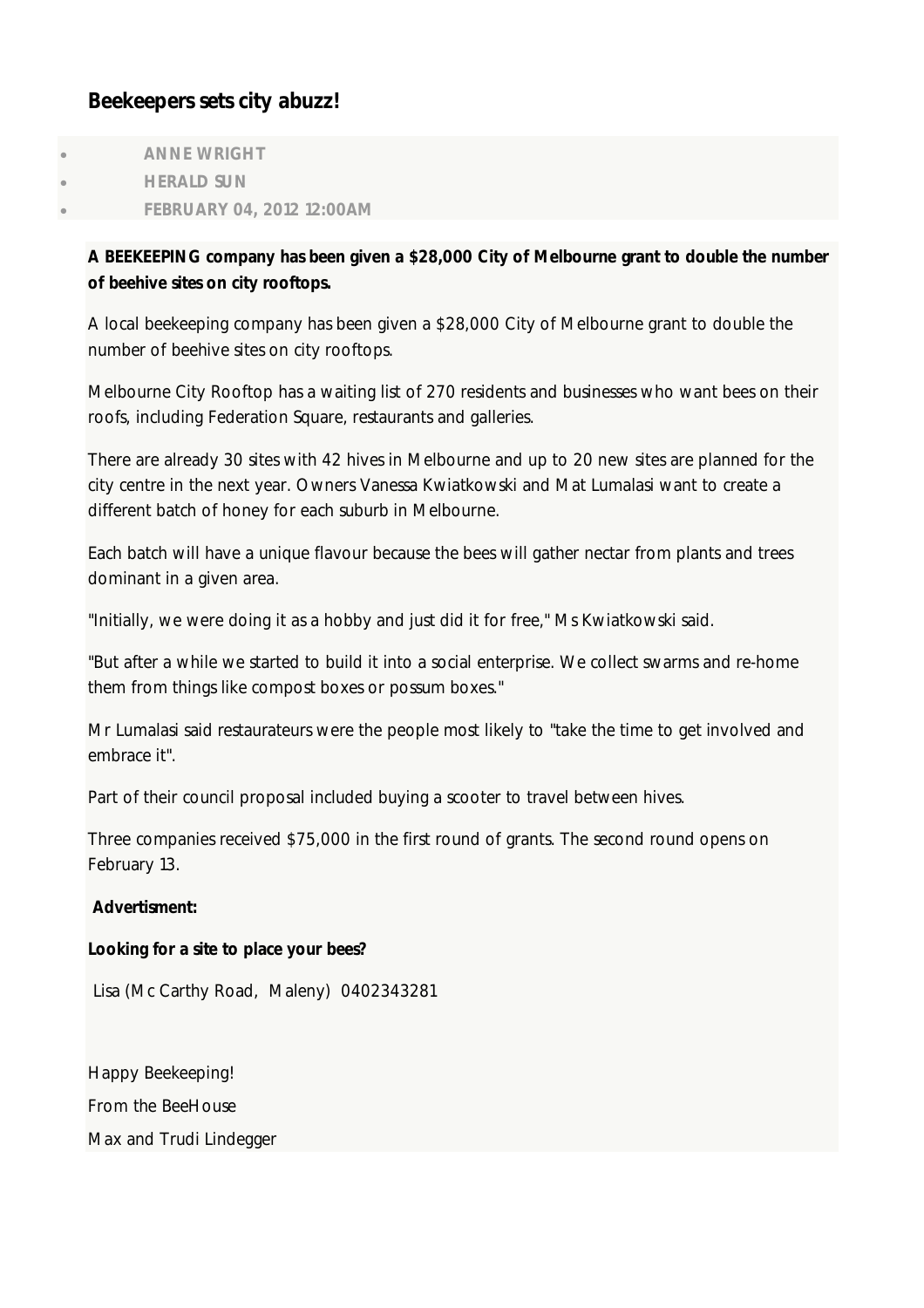## Beekeepers sets city abuzz!

- ANNE WRIGHT
- HERALD SUN
- FEBRUARY 04, 2012 12:00AM

**A BEEKEEPING company has been given a $28,000 City of Melbourne grant to double the number of beehive sites on city rooftops.**

A local beekeeping company has been given a $28,000 City of Melbourne grant to double the number of beehive sites on city rooftops.

Melbourne City Rooftop has a waiting list of 270 residents and businesses who want bees on their roofs, including Federation Square, restaurants and galleries.

There are already 30 sites with 42 hives in Melbourne and up to 20 new sites are planned for the city centre in the next year. Owners Vanessa Kwiatkowski and Mat Lumalasi want to create a different batch of honey for each suburb in Melbourne.

Each batch will have a unique flavour because the bees will gather nectar from plants and trees dominant in a given area.

"Initially, we were doing it as a hobby and just did it for free," Ms Kwiatkowski said.

"But after a while we started to build it into a social enterprise. We collect swarms and re-home them from things like compost boxes or possum boxes."

Mr Lumalasi said restaurateurs were the people most likely to "take the time to get involved and embrace it".

Part of their council proposal included buying a scooter to travel between hives.

Three companies received $75,000 in the first round of grants. The second round opens on February 13.

**Advertisment:**

**Looking for a site to place your bees?**

Lisa (Mc Carthy Road, Maleny) 0402343281

Happy Beekeeping!

From the BeeHouse

Max and Trudi Lindegger